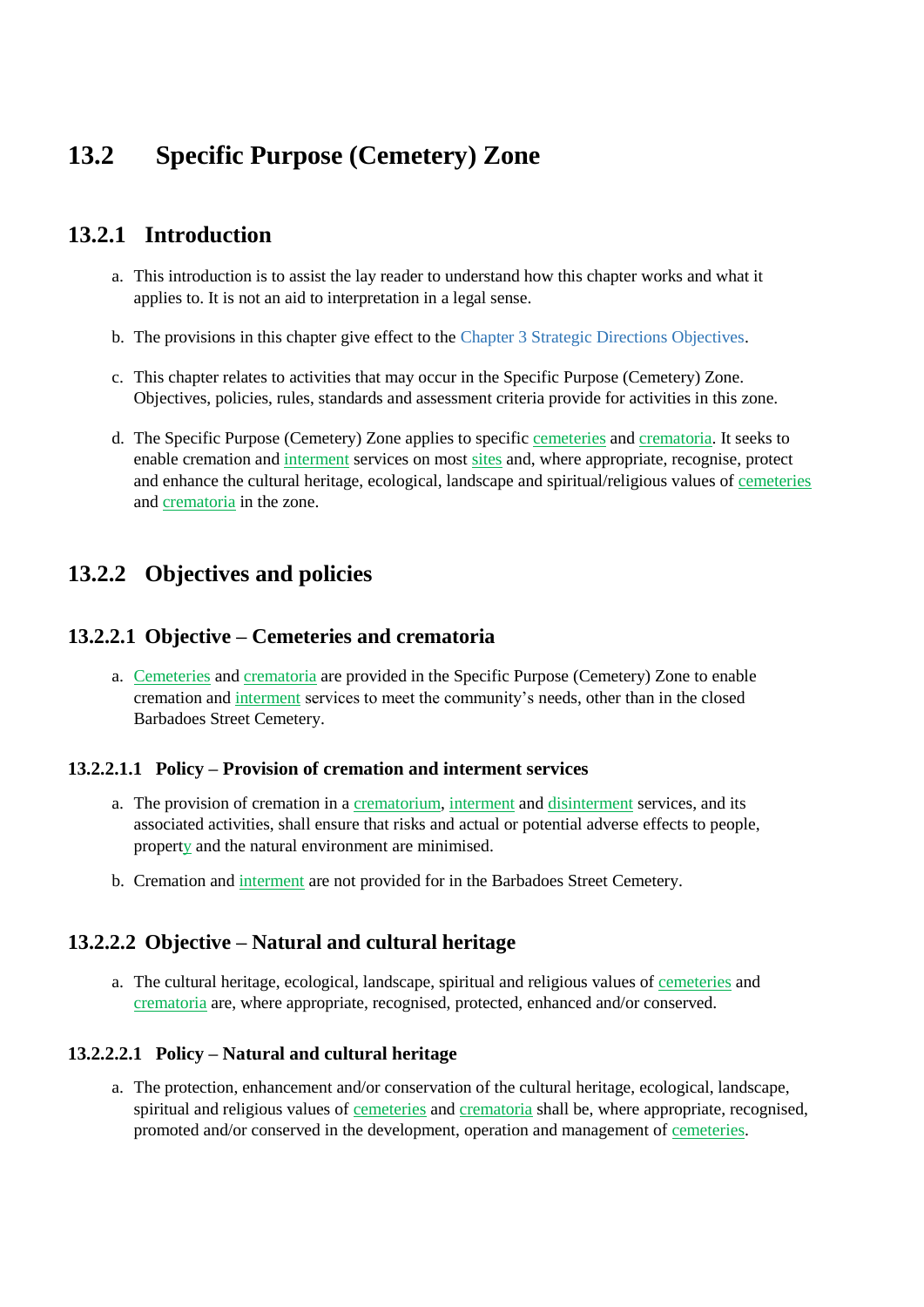# 13.2 Specific Purpose (Cemetery) Zone

## 13.2.1 Introduction

a. This introduction is to assist the lay reader to understand how this chapter works and what it applies to. It is not an aid to interpretation in a legal sense.

b. The provisions in this chapter give effect to the Chapter 3 Strategic Directions Objectives.

c. This chapter relates to activities that may occur in the Specific Purpose (Cemetery) Zone. Objectives, policies, rules, standards and assessment criteria provide for activities in this zone.

d. The Specific Purpose (Cemetery) Zone applies to specific cemeteries and crematoria. It seeks to enable cremation and interment services on most sites and, where appropriate, recognise, protect and enhance the cultural heritage, ecological, landscape and spiritual/religious values of cemeteries and crematoria in the zone.

## 13.2.2 Objectives and policies

### 13.2.2.1 Objective – Cemeteries and crematoria

a. Cemeteries and crematoria are provided in the Specific Purpose (Cemetery) Zone to enable cremation and interment services to meet the community's needs, other than in the closed Barbadoes Street Cemetery.

#### 13.2.2.1.1 Policy – Provision of cremation and interment services

a. The provision of cremation in a crematorium, interment and disinterment services, and its associated activities, shall ensure that risks and actual or potential adverse effects to people, property and the natural environment are minimised.

b. Cremation and interment are not provided for in the Barbadoes Street Cemetery.

### 13.2.2.2 Objective – Natural and cultural heritage

a. The cultural heritage, ecological, landscape, spiritual and religious values of cemeteries and crematoria are, where appropriate, recognised, protected, enhanced and/or conserved.

#### 13.2.2.2.1 Policy – Natural and cultural heritage

a. The protection, enhancement and/or conservation of the cultural heritage, ecological, landscape, spiritual and religious values of cemeteries and crematoria shall be, where appropriate, recognised, promoted and/or conserved in the development, operation and management of cemeteries.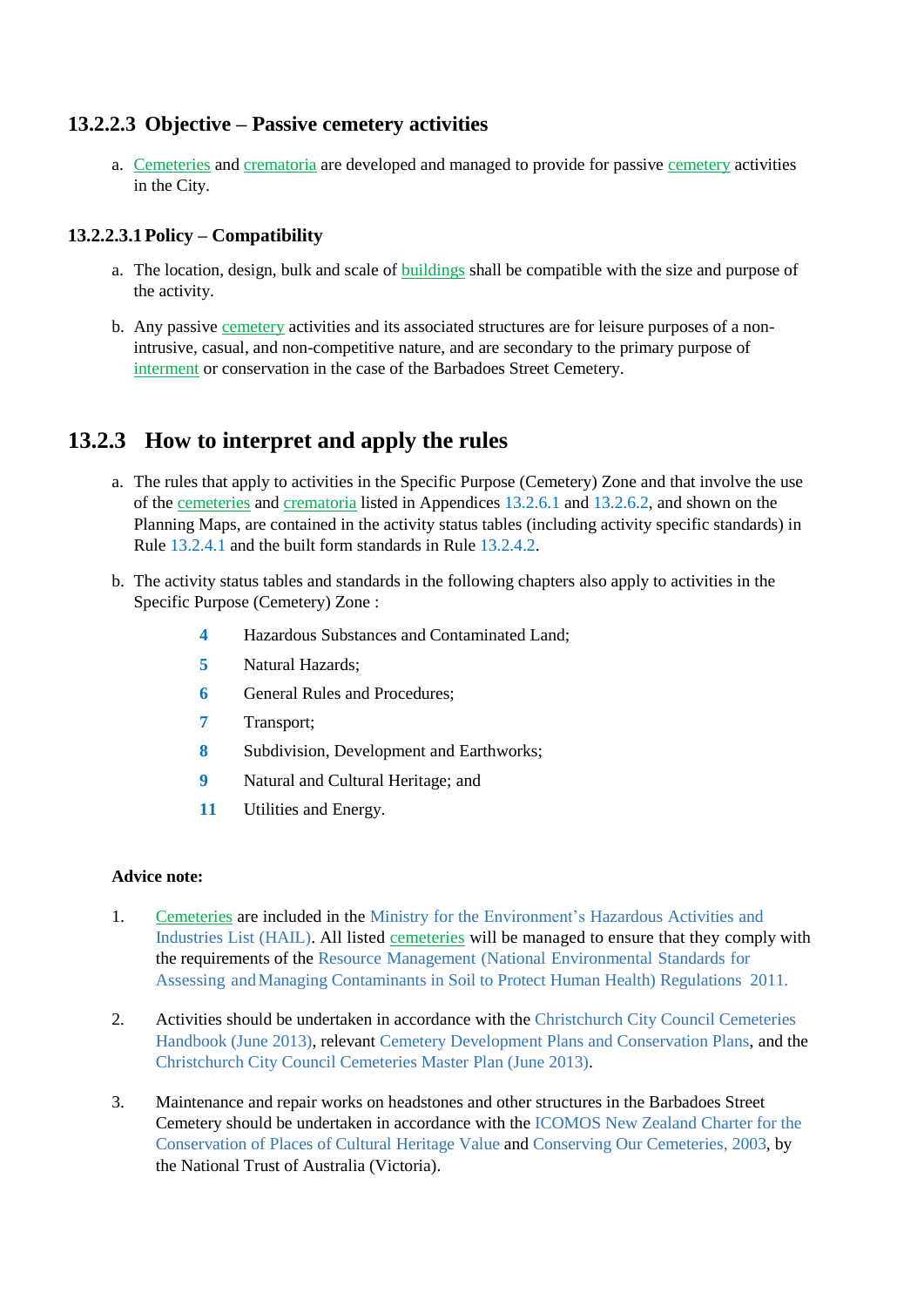### 13.2.2.3 Objective – Passive cemetery activities

a. Cemeteries and crematoria are developed and managed to provide for passive cemetery activities in the City.

#### 13.2.2.3.1 Policy – Compatibility

a. The location, design, bulk and scale of buildings shall be compatible with the size and purpose of the activity.

b. Any passive cemetery activities and its associated structures are for leisure purposes of a non-intrusive, casual, and non-competitive nature, and are secondary to the primary purpose of interment or conservation in the case of the Barbadoes Street Cemetery.

## 13.2.3 How to interpret and apply the rules

a. The rules that apply to activities in the Specific Purpose (Cemetery) Zone and that involve the use of the cemeteries and crematoria listed in Appendices 13.2.6.1 and 13.2.6.2, and shown on the Planning Maps, are contained in the activity status tables (including activity specific standards) in Rule 13.2.4.1 and the built form standards in Rule 13.2.4.2.

b. The activity status tables and standards in the following chapters also apply to activities in the Specific Purpose (Cemetery) Zone :

- **4** Hazardous Substances and Contaminated Land;
- **5** Natural Hazards;
- **6** General Rules and Procedures;
- **7** Transport;
- **8** Subdivision, Development and Earthworks;
- **9** Natural and Cultural Heritage; and
- **11** Utilities and Energy.

**Advice note:**

1. Cemeteries are included in the Ministry for the Environment's Hazardous Activities and Industries List (HAIL). All listed cemeteries will be managed to ensure that they comply with the requirements of the Resource Management (National Environmental Standards for Assessing and Managing Contaminants in Soil to Protect Human Health) Regulations 2011.

2. Activities should be undertaken in accordance with the Christchurch City Council Cemeteries Handbook (June 2013), relevant Cemetery Development Plans and Conservation Plans, and the Christchurch City Council Cemeteries Master Plan (June 2013).

3. Maintenance and repair works on headstones and other structures in the Barbadoes Street Cemetery should be undertaken in accordance with the ICOMOS New Zealand Charter for the Conservation of Places of Cultural Heritage Value and Conserving Our Cemeteries, 2003, by the National Trust of Australia (Victoria).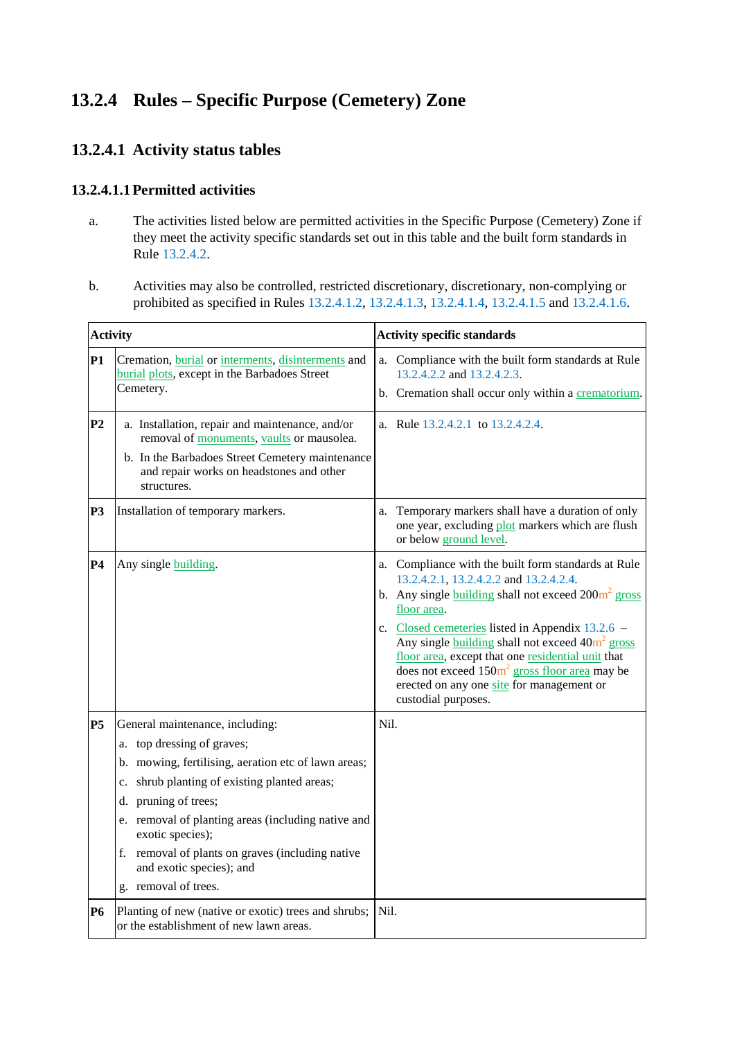## 13.2.4 Rules – Specific Purpose (Cemetery) Zone

### 13.2.4.1 Activity status tables

#### 13.2.4.1.1 Permitted activities

a. The activities listed below are permitted activities in the Specific Purpose (Cemetery) Zone if they meet the activity specific standards set out in this table and the built form standards in Rule 13.2.4.2.

b. Activities may also be controlled, restricted discretionary, discretionary, non-complying or prohibited as specified in Rules 13.2.4.1.2, 13.2.4.1.3, 13.2.4.1.4, 13.2.4.1.5 and 13.2.4.1.6.

| | Activity | Activity specific standards |
|---|---|---|
| **P1** | Cremation, burial or interments, disinterments and burial plots, except in the Barbadoes Street Cemetery. | a. Compliance with the built form standards at Rule 13.2.4.2.2 and 13.2.4.2.3.<br>b. Cremation shall occur only within a crematorium. |
| **P2** | a. Installation, repair and maintenance, and/or removal of monuments, vaults or mausolea.<br>b. In the Barbadoes Street Cemetery maintenance and repair works on headstones and other structures. | a. Rule 13.2.4.2.1 to 13.2.4.2.4. |
| **P3** | Installation of temporary markers. | a. Temporary markers shall have a duration of only one year, excluding plot markers which are flush or below ground level. |
| **P4** | Any single building. | a. Compliance with the built form standards at Rule 13.2.4.2.1, 13.2.4.2.2 and 13.2.4.2.4.<br>b. Any single building shall not exceed 200m² gross floor area.<br>c. Closed cemeteries listed in Appendix 13.2.6 – Any single building shall not exceed 40m² gross floor area, except that one residential unit that does not exceed 150m² gross floor area may be erected on any one site for management or custodial purposes. |
| **P5** | General maintenance, including:<br>a. top dressing of graves;<br>b. mowing, fertilising, aeration etc of lawn areas;<br>c. shrub planting of existing planted areas;<br>d. pruning of trees;<br>e. removal of planting areas (including native and exotic species);<br>f. removal of plants on graves (including native and exotic species); and<br>g. removal of trees. | Nil. |
| **P6** | Planting of new (native or exotic) trees and shrubs; or the establishment of new lawn areas. | Nil. |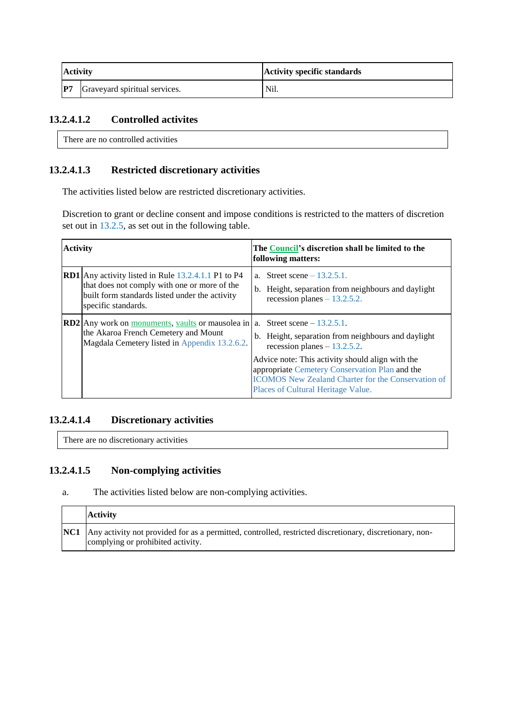| Activity | | Activity specific standards |
|---|---|---|
| **P7** | Graveyard spiritual services. | Nil. |

### 13.2.4.1.2 Controlled activites

| There are no controlled activities |
|---|

### 13.2.4.1.3 Restricted discretionary activities

The activities listed below are restricted discretionary activities.

Discretion to grant or decline consent and impose conditions is restricted to the matters of discretion set out in 13.2.5, as set out in the following table.

| Activity | | The Council's discretion shall be limited to the following matters: |
|---|---|---|
| **RD1** | Any activity listed in Rule 13.2.4.1.1 P1 to P4 that does not comply with one or more of the built form standards listed under the activity specific standards. | a. Street scene – 13.2.5.1.<br>b. Height, separation from neighbours and daylight recession planes – 13.2.5.2. |
| **RD2** | Any work on monuments, vaults or mausolea in the Akaroa French Cemetery and Mount Magdala Cemetery listed in Appendix 13.2.6.2. | a. Street scene – 13.2.5.1.<br>b. Height, separation from neighbours and daylight recession planes – 13.2.5.2.<br>Advice note: This activity should align with the appropriate Cemetery Conservation Plan and the ICOMOS New Zealand Charter for the Conservation of Places of Cultural Heritage Value. |

### 13.2.4.1.4 Discretionary activities

| There are no discretionary activities |
|---|

### 13.2.4.1.5 Non-complying activities

a. The activities listed below are non-complying activities.

| | Activity |
|---|---|
| **NC1** | Any activity not provided for as a permitted, controlled, restricted discretionary, discretionary, non-complying or prohibited activity. |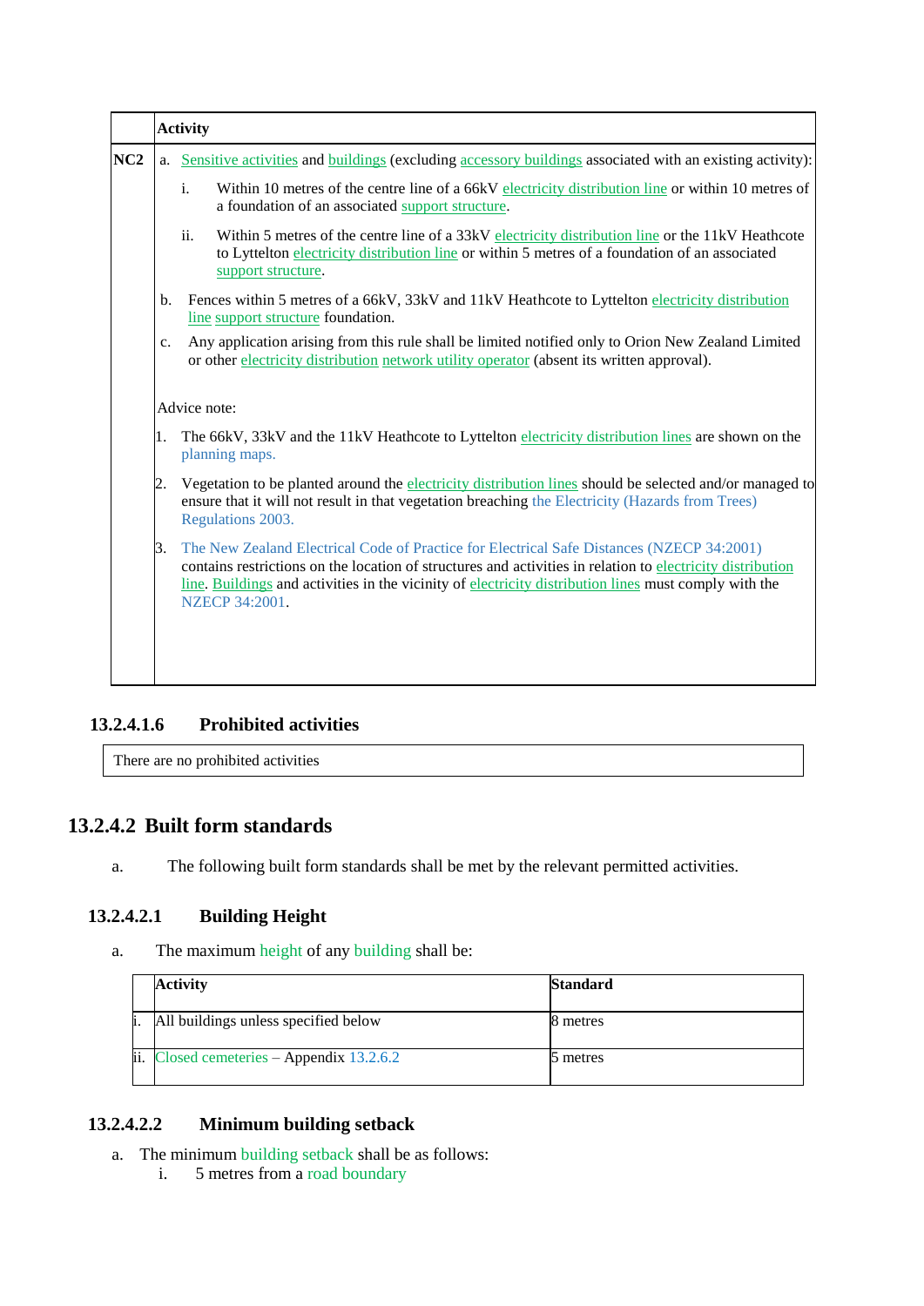| | Activity |
|---|---|
| NC2 | a. Sensitive activities and buildings (excluding accessory buildings associated with an existing activity):<br><br>i. Within 10 metres of the centre line of a 66kV electricity distribution line or within 10 metres of a foundation of an associated support structure.<br><br>ii. Within 5 metres of the centre line of a 33kV electricity distribution line or the 11kV Heathcote to Lyttelton electricity distribution line or within 5 metres of a foundation of an associated support structure.<br><br>b. Fences within 5 metres of a 66kV, 33kV and 11kV Heathcote to Lyttelton electricity distribution line support structure foundation.<br><br>c. Any application arising from this rule shall be limited notified only to Orion New Zealand Limited or other electricity distribution network utility operator (absent its written approval).<br><br>Advice note:<br><br>1. The 66kV, 33kV and the 11kV Heathcote to Lyttelton electricity distribution lines are shown on the planning maps.<br><br>2. Vegetation to be planted around the electricity distribution lines should be selected and/or managed to ensure that it will not result in that vegetation breaching the Electricity (Hazards from Trees) Regulations 2003.<br><br>3. The New Zealand Electrical Code of Practice for Electrical Safe Distances (NZECP 34:2001) contains restrictions on the location of structures and activities in relation to electricity distribution line. Buildings and activities in the vicinity of electricity distribution lines must comply with the NZECP 34:2001. |

### 13.2.4.1.6 Prohibited activities

| There are no prohibited activities |
|---|

## 13.2.4.2 Built form standards

a. The following built form standards shall be met by the relevant permitted activities.

### 13.2.4.2.1 Building Height

a. The maximum height of any building shall be:

| | Activity | Standard |
|---|---|---|
| i. | All buildings unless specified below | 8 metres |
| ii. | Closed cemeteries – Appendix 13.2.6.2 | 5 metres |

### 13.2.4.2.2 Minimum building setback

a. The minimum building setback shall be as follows:
   i. 5 metres from a road boundary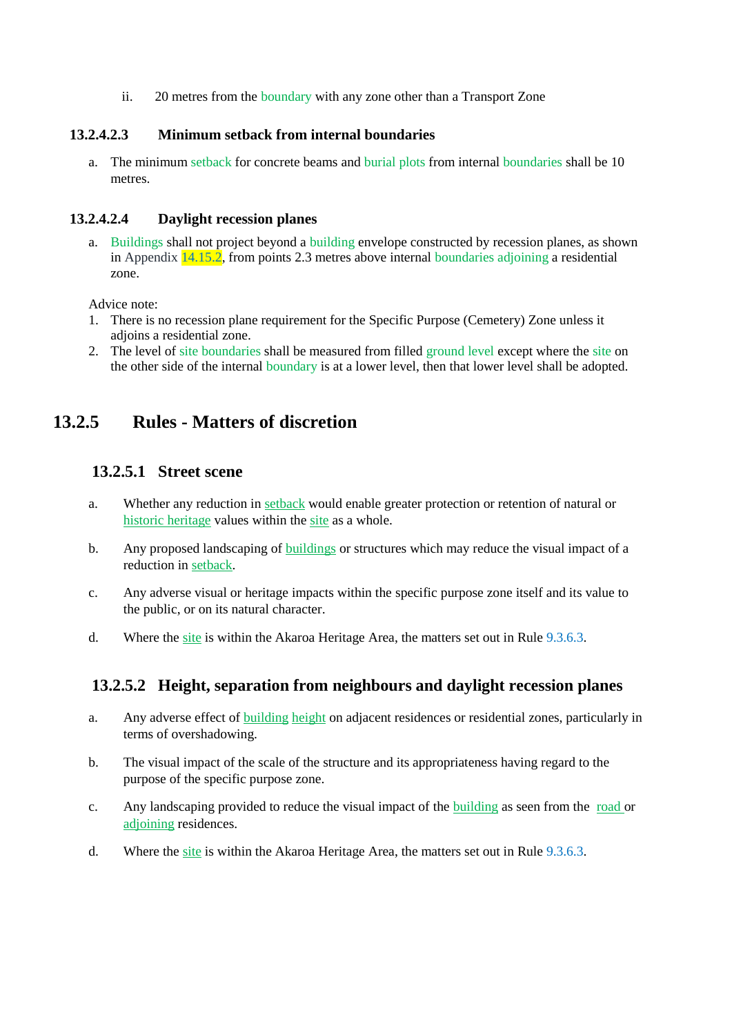ii. 20 metres from the boundary with any zone other than a Transport Zone

#### 13.2.4.2.3 Minimum setback from internal boundaries

a. The minimum setback for concrete beams and burial plots from internal boundaries shall be 10 metres.

#### 13.2.4.2.4 Daylight recession planes

a. Buildings shall not project beyond a building envelope constructed by recession planes, as shown in Appendix 14.15.2, from points 2.3 metres above internal boundaries adjoining a residential zone.

Advice note:

1. There is no recession plane requirement for the Specific Purpose (Cemetery) Zone unless it adjoins a residential zone.
2. The level of site boundaries shall be measured from filled ground level except where the site on the other side of the internal boundary is at a lower level, then that lower level shall be adopted.

## 13.2.5 Rules - Matters of discretion

### 13.2.5.1 Street scene

a. Whether any reduction in setback would enable greater protection or retention of natural or historic heritage values within the site as a whole.

b. Any proposed landscaping of buildings or structures which may reduce the visual impact of a reduction in setback.

c. Any adverse visual or heritage impacts within the specific purpose zone itself and its value to the public, or on its natural character.

d. Where the site is within the Akaroa Heritage Area, the matters set out in Rule 9.3.6.3.

### 13.2.5.2 Height, separation from neighbours and daylight recession planes

a. Any adverse effect of building height on adjacent residences or residential zones, particularly in terms of overshadowing.

b. The visual impact of the scale of the structure and its appropriateness having regard to the purpose of the specific purpose zone.

c. Any landscaping provided to reduce the visual impact of the building as seen from the road or adjoining residences.

d. Where the site is within the Akaroa Heritage Area, the matters set out in Rule 9.3.6.3.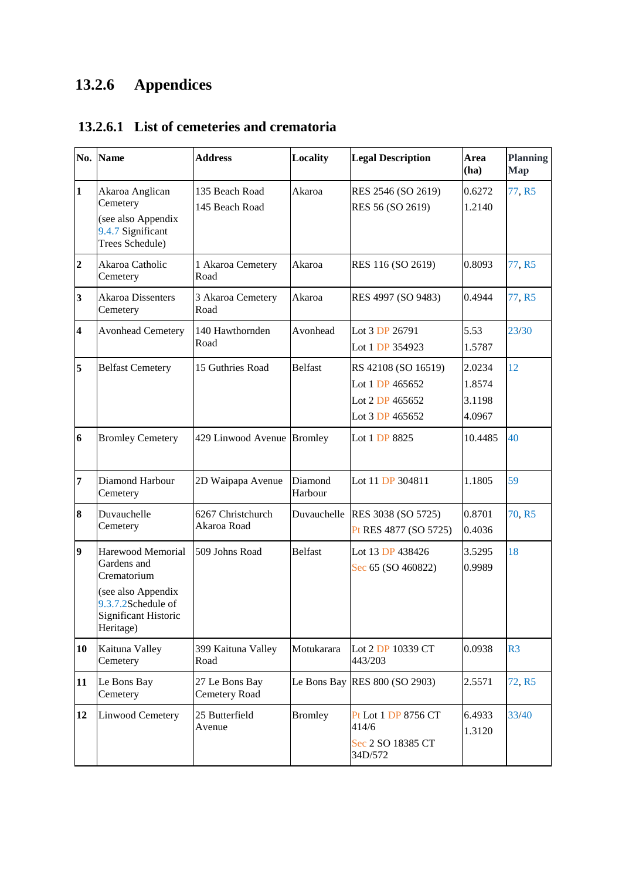## 13.2.6 Appendices

### 13.2.6.1 List of cemeteries and crematoria

| No. | Name | Address | Locality | Legal Description | Area (ha) | Planning Map |
|---|---|---|---|---|---|---|
| 1 | Akaroa Anglican Cemetery (see also Appendix 9.4.7 Significant Trees Schedule) | 135 Beach Road<br>145 Beach Road | Akaroa | RES 2546 (SO 2619)<br>RES 56 (SO 2619) | 0.6272<br>1.2140 | 77, R5 |
| 2 | Akaroa Catholic Cemetery | 1 Akaroa Cemetery Road | Akaroa | RES 116 (SO 2619) | 0.8093 | 77, R5 |
| 3 | Akaroa Dissenters Cemetery | 3 Akaroa Cemetery Road | Akaroa | RES 4997 (SO 9483) | 0.4944 | 77, R5 |
| 4 | Avonhead Cemetery | 140 Hawthornden Road | Avonhead | Lot 3 DP 26791<br>Lot 1 DP 354923 | 5.53<br>1.5787 | 23/30 |
| 5 | Belfast Cemetery | 15 Guthries Road | Belfast | RS 42108 (SO 16519)<br>Lot 1 DP 465652<br>Lot 2 DP 465652<br>Lot 3 DP 465652 | 2.0234<br>1.8574<br>3.1198<br>4.0967 | 12 |
| 6 | Bromley Cemetery | 429 Linwood Avenue | Bromley | Lot 1 DP 8825 | 10.4485 | 40 |
| 7 | Diamond Harbour Cemetery | 2D Waipapa Avenue | Diamond Harbour | Lot 11 DP 304811 | 1.1805 | 59 |
| 8 | Duvauchelle Cemetery | 6267 Christchurch Akaroa Road | Duvauchelle | RES 3038 (SO 5725)<br>Pt RES 4877 (SO 5725) | 0.8701<br>0.4036 | 70, R5 |
| 9 | Harewood Memorial Gardens and Crematorium (see also Appendix 9.3.7.2Schedule of Significant Historic Heritage) | 509 Johns Road | Belfast | Lot 13 DP 438426<br>Sec 65 (SO 460822) | 3.5295<br>0.9989 | 18 |
| 10 | Kaituna Valley Cemetery | 399 Kaituna Valley Road | Motukarara | Lot 2 DP 10339 CT 443/203 | 0.0938 | R3 |
| 11 | Le Bons Bay Cemetery | 27 Le Bons Bay Cemetery Road | Le Bons Bay | RES 800 (SO 2903) | 2.5571 | 72, R5 |
| 12 | Linwood Cemetery | 25 Butterfield Avenue | Bromley | Pt Lot 1 DP 8756 CT 414/6<br>Sec 2 SO 18385 CT 34D/572 | 6.4933<br>1.3120 | 33/40 |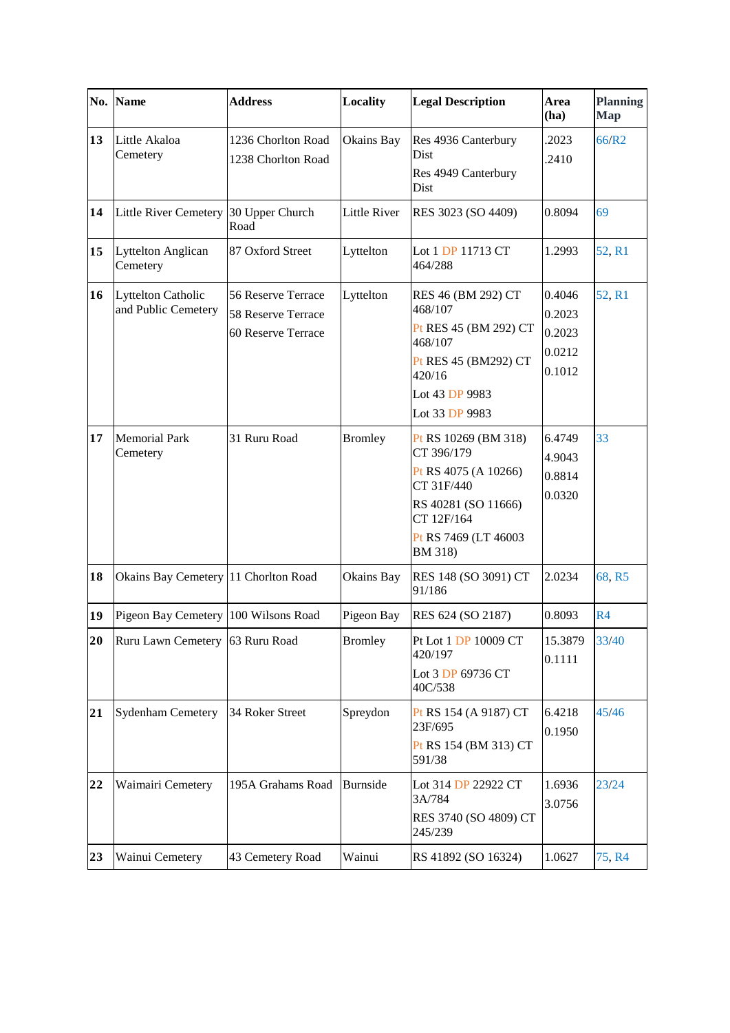| No. | Name | Address | Locality | Legal Description | Area (ha) | Planning Map |
|---|---|---|---|---|---|---|
| 13 | Little Akaloa Cemetery | 1236 Chorlton Road<br>1238 Chorlton Road | Okains Bay | Res 4936 Canterbury Dist<br>Res 4949 Canterbury Dist | .2023<br>.2410 | 66/R2 |
| 14 | Little River Cemetery | 30 Upper Church Road | Little River | RES 3023 (SO 4409) | 0.8094 | 69 |
| 15 | Lyttelton Anglican Cemetery | 87 Oxford Street | Lyttelton | Lot 1 DP 11713 CT 464/288 | 1.2993 | 52, R1 |
| 16 | Lyttelton Catholic and Public Cemetery | 56 Reserve Terrace<br>58 Reserve Terrace<br>60 Reserve Terrace | Lyttelton | RES 46 (BM 292) CT 468/107<br>Pt RES 45 (BM 292) CT 468/107<br>Pt RES 45 (BM292) CT 420/16<br>Lot 43 DP 9983<br>Lot 33 DP 9983 | 0.4046<br>0.2023<br>0.2023<br>0.0212<br>0.1012 | 52, R1 |
| 17 | Memorial Park Cemetery | 31 Ruru Road | Bromley | Pt RS 10269 (BM 318) CT 396/179<br>Pt RS 4075 (A 10266) CT 31F/440<br>RS 40281 (SO 11666) CT 12F/164<br>Pt RS 7469 (LT 46003 BM 318) | 6.4749<br>4.9043<br>0.8814<br>0.0320 | 33 |
| 18 | Okains Bay Cemetery | 11 Chorlton Road | Okains Bay | RES 148 (SO 3091) CT 91/186 | 2.0234 | 68, R5 |
| 19 | Pigeon Bay Cemetery | 100 Wilsons Road | Pigeon Bay | RES 624 (SO 2187) | 0.8093 | R4 |
| 20 | Ruru Lawn Cemetery | 63 Ruru Road | Bromley | Pt Lot 1 DP 10009 CT 420/197<br>Lot 3 DP 69736 CT 40C/538 | 15.3879<br>0.1111 | 33/40 |
| 21 | Sydenham Cemetery | 34 Roker Street | Spreydon | Pt RS 154 (A 9187) CT 23F/695<br>Pt RS 154 (BM 313) CT 591/38 | 6.4218<br>0.1950 | 45/46 |
| 22 | Waimairi Cemetery | 195A Grahams Road | Burnside | Lot 314 DP 22922 CT 3A/784<br>RES 3740 (SO 4809) CT 245/239 | 1.6936<br>3.0756 | 23/24 |
| 23 | Wainui Cemetery | 43 Cemetery Road | Wainui | RS 41892 (SO 16324) | 1.0627 | 75, R4 |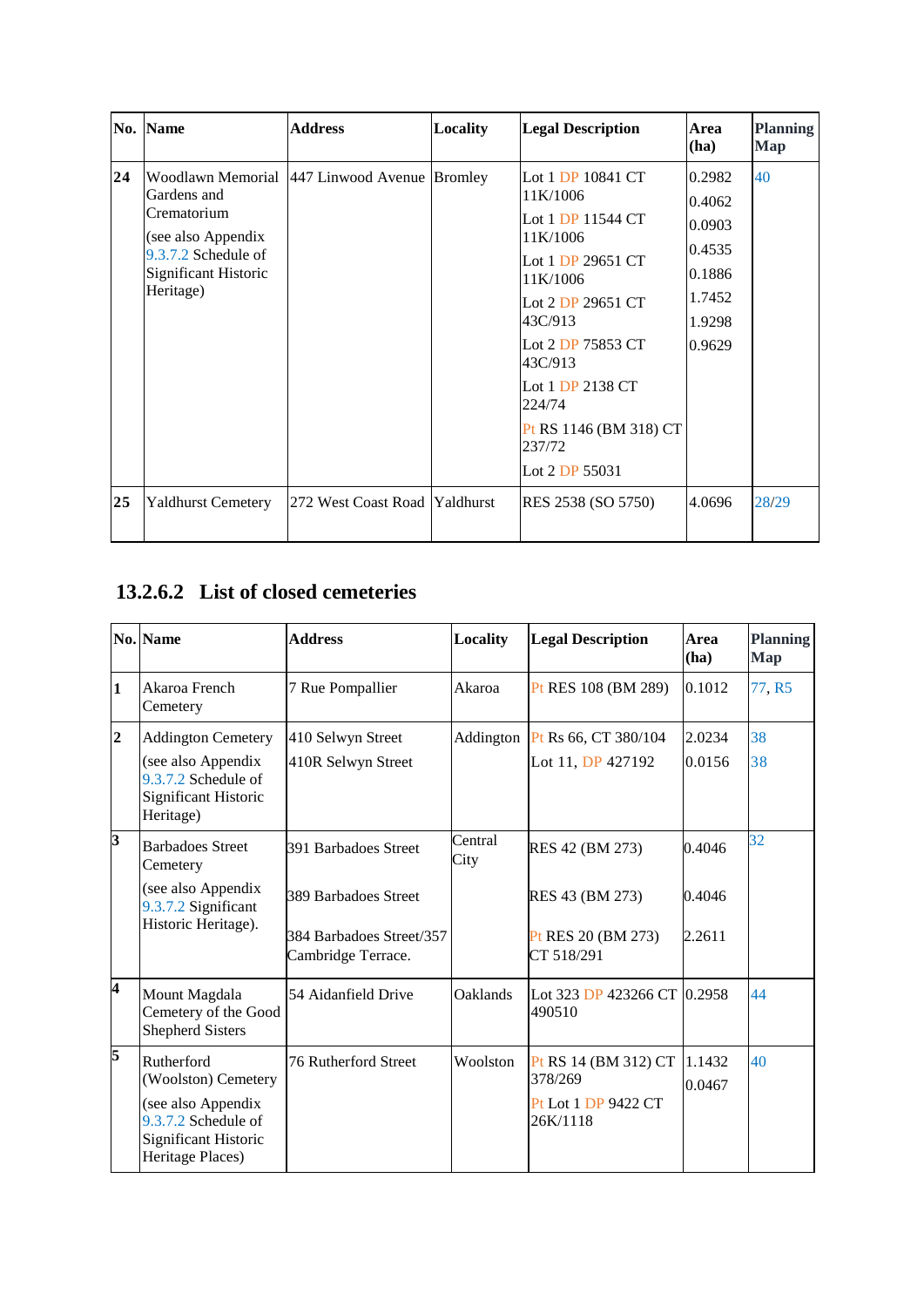| No. | Name | Address | Locality | Legal Description | Area (ha) | Planning Map |
|---|---|---|---|---|---|---|
| **24** | Woodlawn Memorial Gardens and Crematorium (see also Appendix 9.3.7.2 Schedule of Significant Historic Heritage) | 447 Linwood Avenue | Bromley | Lot 1 DP 10841 CT 11K/1006<br>Lot 1 DP 11544 CT 11K/1006<br>Lot 1 DP 29651 CT 11K/1006<br>Lot 2 DP 29651 CT 43C/913<br>Lot 2 DP 75853 CT 43C/913<br>Lot 1 DP 2138 CT 224/74<br>Pt RS 1146 (BM 318) CT 237/72<br>Lot 2 DP 55031 | 0.2982<br>0.4062<br>0.0903<br>0.4535<br>0.1886<br>1.7452<br>1.9298<br>0.9629 | 40 |
| **25** | Yaldhurst Cemetery | 272 West Coast Road | Yaldhurst | RES 2538 (SO 5750) | 4.0696 | 28/29 |

### 13.2.6.2 List of closed cemeteries

| No. | Name | Address | Locality | Legal Description | Area (ha) | Planning Map |
|---|---|---|---|---|---|---|
| **1** | Akaroa French Cemetery | 7 Rue Pompallier | Akaroa | Pt RES 108 (BM 289) | 0.1012 | 77, R5 |
| **2** | Addington Cemetery (see also Appendix 9.3.7.2 Schedule of Significant Historic Heritage) | 410 Selwyn Street<br>410R Selwyn Street | Addington | Pt Rs 66, CT 380/104<br>Lot 11, DP 427192 | 2.0234<br>0.0156 | 38<br>38 |
| **3** | Barbadoes Street Cemetery (see also Appendix 9.3.7.2 Significant Historic Heritage). | 391 Barbadoes Street<br>389 Barbadoes Street<br>384 Barbadoes Street/357 Cambridge Terrace. | Central City | RES 42 (BM 273)<br>RES 43 (BM 273)<br>Pt RES 20 (BM 273) CT 518/291 | 0.4046<br>0.4046<br>2.2611 | 32 |
| **4** | Mount Magdala Cemetery of the Good Shepherd Sisters | 54 Aidanfield Drive | Oaklands | Lot 323 DP 423266 CT 490510 | 0.2958 | 44 |
| **5** | Rutherford (Woolston) Cemetery (see also Appendix 9.3.7.2 Schedule of Significant Historic Heritage Places) | 76 Rutherford Street | Woolston | Pt RS 14 (BM 312) CT 378/269<br>Pt Lot 1 DP 9422 CT 26K/1118 | 1.1432<br>0.0467 | 40 |